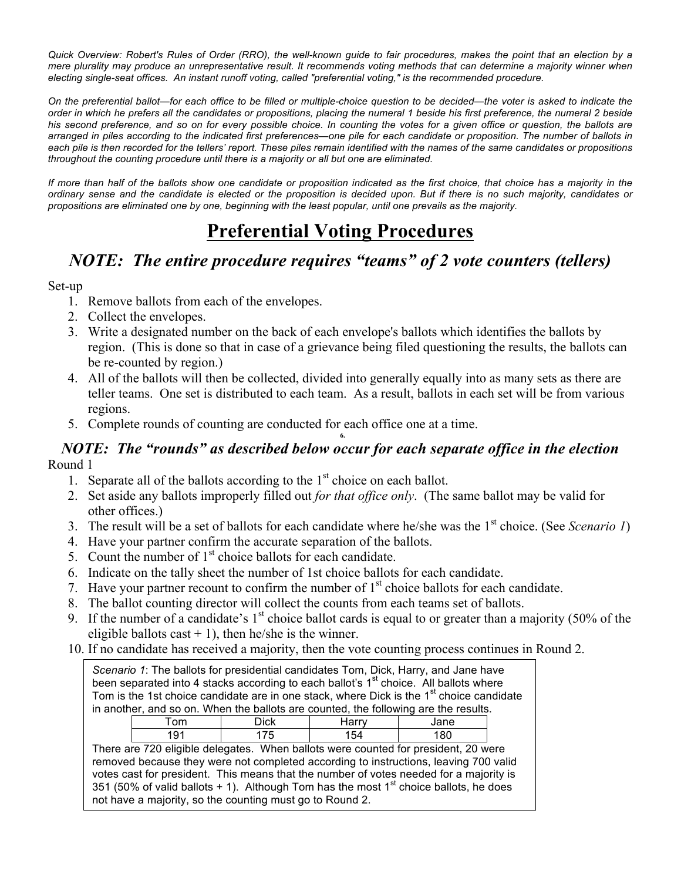*Quick Overview: Robert's Rules of Order (RRO), the well-known guide to fair procedures, makes the point that an election by a mere plurality may produce an unrepresentative result. It recommends voting methods that can determine a majority winner when electing single-seat offices. An instant runoff voting, called "preferential voting," is the recommended procedure.*

*On the preferential ballot—for each office to be filled or multiple-choice question to be decided—the voter is asked to indicate the order in which he prefers all the candidates or propositions, placing the numeral 1 beside his first preference, the numeral 2 beside his second preference, and so on for every possible choice. In counting the votes for a given office or question, the ballots are arranged in piles according to the indicated first preferences—one pile for each candidate or proposition. The number of ballots in each pile is then recorded for the tellers' report. These piles remain identified with the names of the same candidates or propositions throughout the counting procedure until there is a majority or all but one are eliminated.*

*If more than half of the ballots show one candidate or proposition indicated as the first choice, that choice has a majority in the ordinary sense and the candidate is elected or the proposition is decided upon. But if there is no such majority, candidates or propositions are eliminated one by one, beginning with the least popular, until one prevails as the majority.*

# Preferential Voting Procedures

## *NOTE: The entire procedure requires "teams" of 2 vote counters (tellers)*

Set-up

1. Remove ballots from each of the envelopes.
2. Collect the envelopes.
3. Write a designated number on the back of each envelope's ballots which identifies the ballots by region. (This is done so that in case of a grievance being filed questioning the results, the ballots can be re-counted by region.)
4. All of the ballots will then be collected, divided into generally equally into as many sets as there are teller teams. One set is distributed to each team. As a result, ballots in each set will be from various regions.
5. Complete rounds of counting are conducted for each office one at a time.
6. 

## *NOTE: The "rounds" as described below occur for each separate office in the election*

Round 1

1. Separate all of the ballots according to the 1st choice on each ballot.
2. Set aside any ballots improperly filled out *for that office only*. (The same ballot may be valid for other offices.)
3. The result will be a set of ballots for each candidate where he/she was the 1st choice. (See *Scenario 1*)
4. Have your partner confirm the accurate separation of the ballots.
5. Count the number of 1st choice ballots for each candidate.
6. Indicate on the tally sheet the number of 1st choice ballots for each candidate.
7. Have your partner recount to confirm the number of 1st choice ballots for each candidate.
8. The ballot counting director will collect the counts from each teams set of ballots.
9. If the number of a candidate's 1st choice ballot cards is equal to or greater than a majority (50% of the eligible ballots cast + 1), then he/she is the winner.
10. If no candidate has received a majority, then the vote counting process continues in Round 2.

*Scenario 1*: The ballots for presidential candidates Tom, Dick, Harry, and Jane have been separated into 4 stacks according to each ballot's 1st choice. All ballots where Tom is the 1st choice candidate are in one stack, where Dick is the 1st choice candidate in another, and so on. When the ballots are counted, the following are the results.

| Tom | Dick | Harry | Jane |
|---|---|---|---|
| 191 | 175 | 154 | 180 |

There are 720 eligible delegates. When ballots were counted for president, 20 were removed because they were not completed according to instructions, leaving 700 valid votes cast for president. This means that the number of votes needed for a majority is 351 (50% of valid ballots + 1). Although Tom has the most 1st choice ballots, he does not have a majority, so the counting must go to Round 2.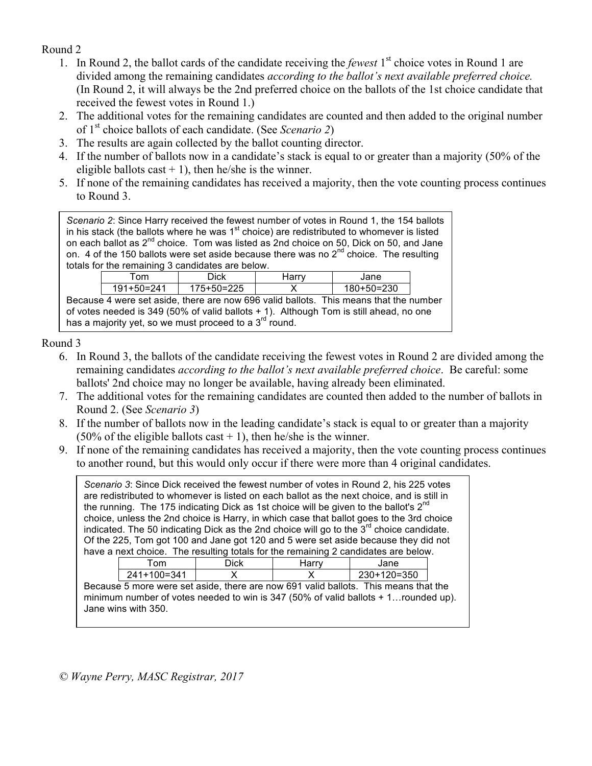Round 2

1. In Round 2, the ballot cards of the candidate receiving the *fewest* 1st choice votes in Round 1 are divided among the remaining candidates *according to the ballot's next available preferred choice.* (In Round 2, it will always be the 2nd preferred choice on the ballots of the 1st choice candidate that received the fewest votes in Round 1.)
2. The additional votes for the remaining candidates are counted and then added to the original number of 1st choice ballots of each candidate. (See *Scenario 2*)
3. The results are again collected by the ballot counting director.
4. If the number of ballots now in a candidate's stack is equal to or greater than a majority (50% of the eligible ballots cast + 1), then he/she is the winner.
5. If none of the remaining candidates has received a majority, then the vote counting process continues to Round 3.

*Scenario 2*: Since Harry received the fewest number of votes in Round 1, the 154 ballots in his stack (the ballots where he was 1st choice) are redistributed to whomever is listed on each ballot as 2nd choice. Tom was listed as 2nd choice on 50, Dick on 50, and Jane on. 4 of the 150 ballots were set aside because there was no 2nd choice. The resulting totals for the remaining 3 candidates are below.

| Tom | Dick | Harry | Jane |
|---|---|---|---|
| 191+50=241 | 175+50=225 | X | 180+50=230 |

Because 4 were set aside, there are now 696 valid ballots. This means that the number of votes needed is 349 (50% of valid ballots + 1). Although Tom is still ahead, no one has a majority yet, so we must proceed to a 3rd round.

Round 3

6. In Round 3, the ballots of the candidate receiving the fewest votes in Round 2 are divided among the remaining candidates *according to the ballot's next available preferred choice*. Be careful: some ballots' 2nd choice may no longer be available, having already been eliminated.
7. The additional votes for the remaining candidates are counted then added to the number of ballots in Round 2. (See *Scenario 3*)
8. If the number of ballots now in the leading candidate's stack is equal to or greater than a majority (50% of the eligible ballots cast + 1), then he/she is the winner.
9. If none of the remaining candidates has received a majority, then the vote counting process continues to another round, but this would only occur if there were more than 4 original candidates.

*Scenario 3*: Since Dick received the fewest number of votes in Round 2, his 225 votes are redistributed to whomever is listed on each ballot as the next choice, and is still in the running. The 175 indicating Dick as 1st choice will be given to the ballot's 2nd choice, unless the 2nd choice is Harry, in which case that ballot goes to the 3rd choice indicated. The 50 indicating Dick as the 2nd choice will go to the 3rd choice candidate. Of the 225, Tom got 100 and Jane got 120 and 5 were set aside because they did not have a next choice. The resulting totals for the remaining 2 candidates are below.

| Tom | Dick | Harry | Jane |
|---|---|---|---|
| 241+100=341 | X | X | 230+120=350 |

Because 5 more were set aside, there are now 691 valid ballots. This means that the minimum number of votes needed to win is 347 (50% of valid ballots + 1…rounded up). Jane wins with 350.

*© Wayne Perry, MASC Registrar, 2017*